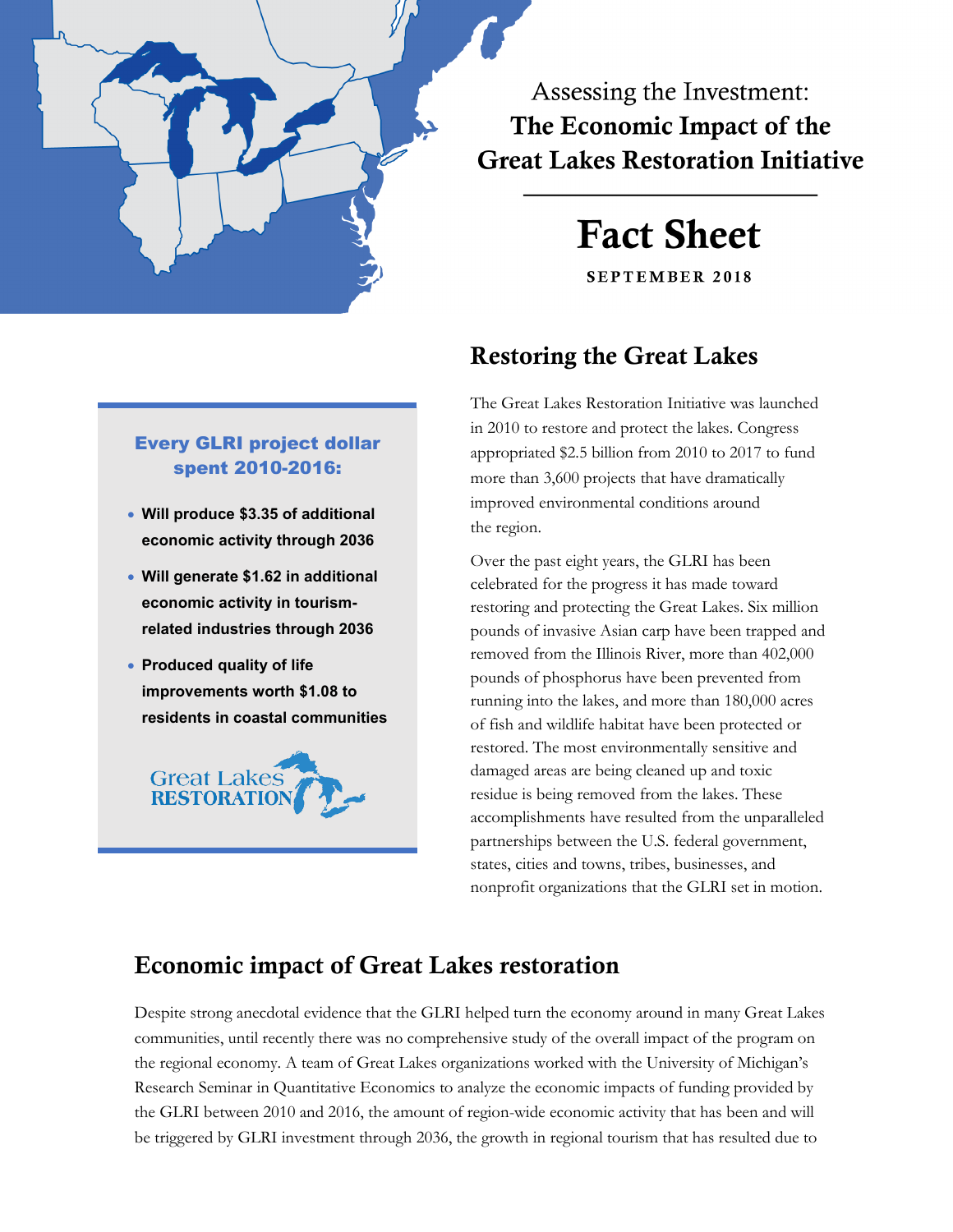# Assessing the Investment: **The Economic Impact of the Great Lakes Restoration Initiative**

## Fact Sheet

**SEPTEMBER 2018**

## Restoring the Great Lakes

The Great Lakes Restoration Initiative was launched in 2010 to restore and protect the lakes. Congress appropriated $2.5 billion from 2010 to 2017 to fund more than 3,600 projects that have dramatically improved environmental conditions around the region.

Over the past eight years, the GLRI has been celebrated for the progress it has made toward restoring and protecting the Great Lakes. Six million pounds of invasive Asian carp have been trapped and removed from the Illinois River, more than 402,000 pounds of phosphorus have been prevented from running into the lakes, and more than 180,000 acres of fish and wildlife habitat have been protected or restored. The most environmentally sensitive and damaged areas are being cleaned up and toxic residue is being removed from the lakes. These accomplishments have resulted from the unparalleled partnerships between the U.S. federal government, states, cities and towns, tribes, businesses, and nonprofit organizations that the GLRI set in motion.

**Every GLRI project dollar spent 2010-2016:**

- **Will produce $3.35 of additional economic activity through 2036**
- **Will generate $1.62 in additional economic activity in tourism-related industries through 2036**
- **Produced quality of life improvements worth $1.08 to residents in coastal communities**

Great Lakes RESTORATION

## Economic impact of Great Lakes restoration

Despite strong anecdotal evidence that the GLRI helped turn the economy around in many Great Lakes communities, until recently there was no comprehensive study of the overall impact of the program on the regional economy. A team of Great Lakes organizations worked with the University of Michigan's Research Seminar in Quantitative Economics to analyze the economic impacts of funding provided by the GLRI between 2010 and 2016, the amount of region-wide economic activity that has been and will be triggered by GLRI investment through 2036, the growth in regional tourism that has resulted due to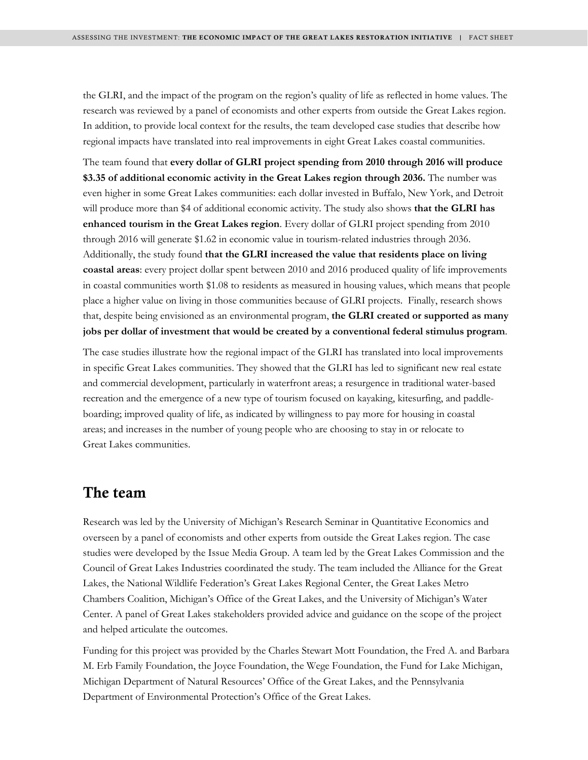the GLRI, and the impact of the program on the region's quality of life as reflected in home values. The research was reviewed by a panel of economists and other experts from outside the Great Lakes region. In addition, to provide local context for the results, the team developed case studies that describe how regional impacts have translated into real improvements in eight Great Lakes coastal communities.

The team found that **every dollar of GLRI project spending from 2010 through 2016 will produce $3.35 of additional economic activity in the Great Lakes region through 2036.** The number was even higher in some Great Lakes communities: each dollar invested in Buffalo, New York, and Detroit will produce more than $4 of additional economic activity. The study also shows **that the GLRI has enhanced tourism in the Great Lakes region**. Every dollar of GLRI project spending from 2010 through 2016 will generate $1.62 in economic value in tourism-related industries through 2036. Additionally, the study found **that the GLRI increased the value that residents place on living coastal areas**: every project dollar spent between 2010 and 2016 produced quality of life improvements in coastal communities worth $1.08 to residents as measured in housing values, which means that people place a higher value on living in those communities because of GLRI projects. Finally, research shows that, despite being envisioned as an environmental program, **the GLRI created or supported as many jobs per dollar of investment that would be created by a conventional federal stimulus program**.

The case studies illustrate how the regional impact of the GLRI has translated into local improvements in specific Great Lakes communities. They showed that the GLRI has led to significant new real estate and commercial development, particularly in waterfront areas; a resurgence in traditional water-based recreation and the emergence of a new type of tourism focused on kayaking, kitesurfing, and paddle-boarding; improved quality of life, as indicated by willingness to pay more for housing in coastal areas; and increases in the number of young people who are choosing to stay in or relocate to Great Lakes communities.

## The team

Research was led by the University of Michigan's Research Seminar in Quantitative Economics and overseen by a panel of economists and other experts from outside the Great Lakes region. The case studies were developed by the Issue Media Group. A team led by the Great Lakes Commission and the Council of Great Lakes Industries coordinated the study. The team included the Alliance for the Great Lakes, the National Wildlife Federation's Great Lakes Regional Center, the Great Lakes Metro Chambers Coalition, Michigan's Office of the Great Lakes, and the University of Michigan's Water Center. A panel of Great Lakes stakeholders provided advice and guidance on the scope of the project and helped articulate the outcomes.

Funding for this project was provided by the Charles Stewart Mott Foundation, the Fred A. and Barbara M. Erb Family Foundation, the Joyce Foundation, the Wege Foundation, the Fund for Lake Michigan, Michigan Department of Natural Resources' Office of the Great Lakes, and the Pennsylvania Department of Environmental Protection's Office of the Great Lakes.